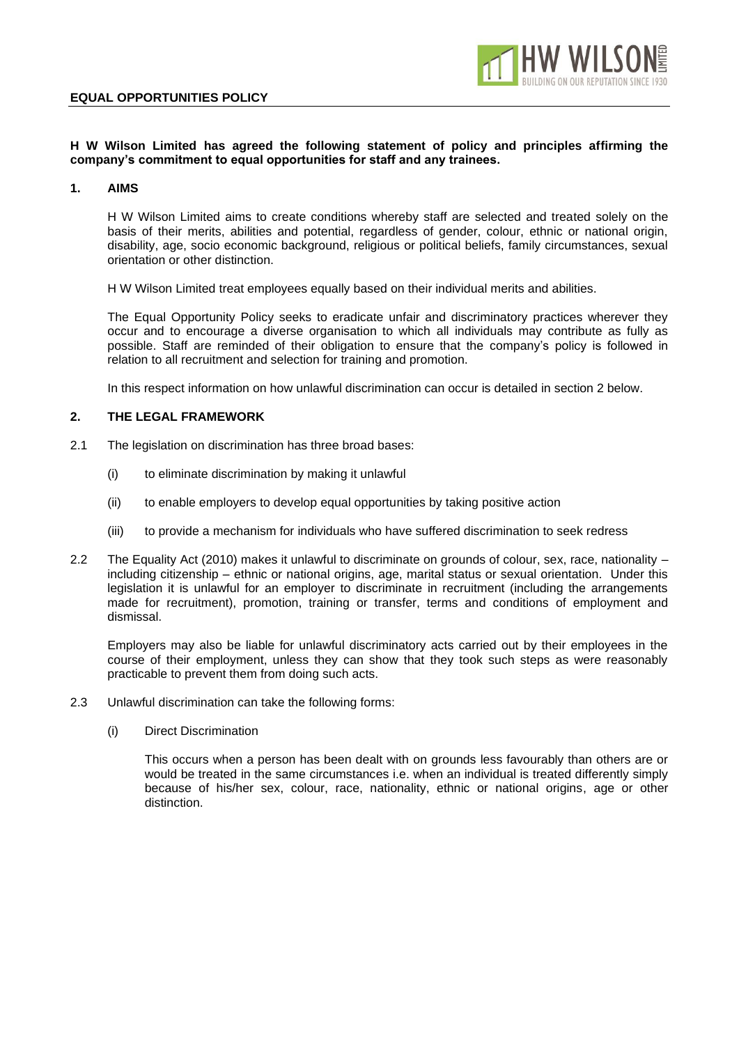**EQUAL OPPORTUNITIES POLICY**

**H W Wilson Limited has agreed the following statement of policy and principles affirming the company's commitment to equal opportunities for staff and any trainees.**

## 1. AIMS

H W Wilson Limited aims to create conditions whereby staff are selected and treated solely on the basis of their merits, abilities and potential, regardless of gender, colour, ethnic or national origin, disability, age, socio economic background, religious or political beliefs, family circumstances, sexual orientation or other distinction.

H W Wilson Limited treat employees equally based on their individual merits and abilities.

The Equal Opportunity Policy seeks to eradicate unfair and discriminatory practices wherever they occur and to encourage a diverse organisation to which all individuals may contribute as fully as possible. Staff are reminded of their obligation to ensure that the company's policy is followed in relation to all recruitment and selection for training and promotion.

In this respect information on how unlawful discrimination can occur is detailed in section 2 below.

## 2. THE LEGAL FRAMEWORK

2.1 The legislation on discrimination has three broad bases:

(i) to eliminate discrimination by making it unlawful

(ii) to enable employers to develop equal opportunities by taking positive action

(iii) to provide a mechanism for individuals who have suffered discrimination to seek redress

2.2 The Equality Act (2010) makes it unlawful to discriminate on grounds of colour, sex, race, nationality – including citizenship – ethnic or national origins, age, marital status or sexual orientation. Under this legislation it is unlawful for an employer to discriminate in recruitment (including the arrangements made for recruitment), promotion, training or transfer, terms and conditions of employment and dismissal.

Employers may also be liable for unlawful discriminatory acts carried out by their employees in the course of their employment, unless they can show that they took such steps as were reasonably practicable to prevent them from doing such acts.

2.3 Unlawful discrimination can take the following forms:

(i) Direct Discrimination

This occurs when a person has been dealt with on grounds less favourably than others are or would be treated in the same circumstances i.e. when an individual is treated differently simply because of his/her sex, colour, race, nationality, ethnic or national origins, age or other distinction.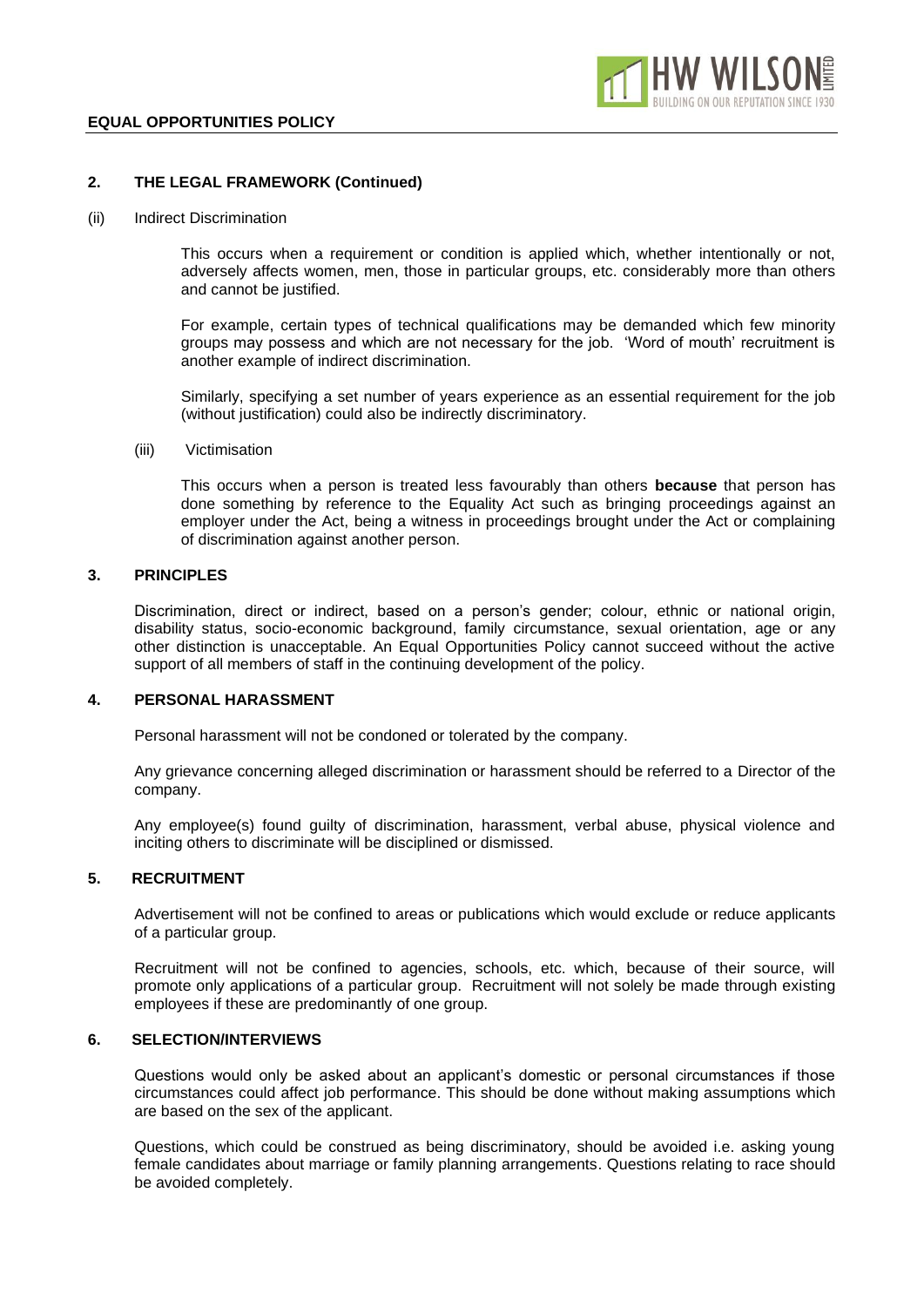## 2. THE LEGAL FRAMEWORK (Continued)

(ii) Indirect Discrimination

This occurs when a requirement or condition is applied which, whether intentionally or not, adversely affects women, men, those in particular groups, etc. considerably more than others and cannot be justified.

For example, certain types of technical qualifications may be demanded which few minority groups may possess and which are not necessary for the job. 'Word of mouth' recruitment is another example of indirect discrimination.

Similarly, specifying a set number of years experience as an essential requirement for the job (without justification) could also be indirectly discriminatory.

(iii) Victimisation

This occurs when a person is treated less favourably than others **because** that person has done something by reference to the Equality Act such as bringing proceedings against an employer under the Act, being a witness in proceedings brought under the Act or complaining of discrimination against another person.

## 3. PRINCIPLES

Discrimination, direct or indirect, based on a person's gender; colour, ethnic or national origin, disability status, socio-economic background, family circumstance, sexual orientation, age or any other distinction is unacceptable. An Equal Opportunities Policy cannot succeed without the active support of all members of staff in the continuing development of the policy.

## 4. PERSONAL HARASSMENT

Personal harassment will not be condoned or tolerated by the company.

Any grievance concerning alleged discrimination or harassment should be referred to a Director of the company.

Any employee(s) found guilty of discrimination, harassment, verbal abuse, physical violence and inciting others to discriminate will be disciplined or dismissed.

## 5. RECRUITMENT

Advertisement will not be confined to areas or publications which would exclude or reduce applicants of a particular group.

Recruitment will not be confined to agencies, schools, etc. which, because of their source, will promote only applications of a particular group. Recruitment will not solely be made through existing employees if these are predominantly of one group.

## 6. SELECTION/INTERVIEWS

Questions would only be asked about an applicant's domestic or personal circumstances if those circumstances could affect job performance. This should be done without making assumptions which are based on the sex of the applicant.

Questions, which could be construed as being discriminatory, should be avoided i.e. asking young female candidates about marriage or family planning arrangements. Questions relating to race should be avoided completely.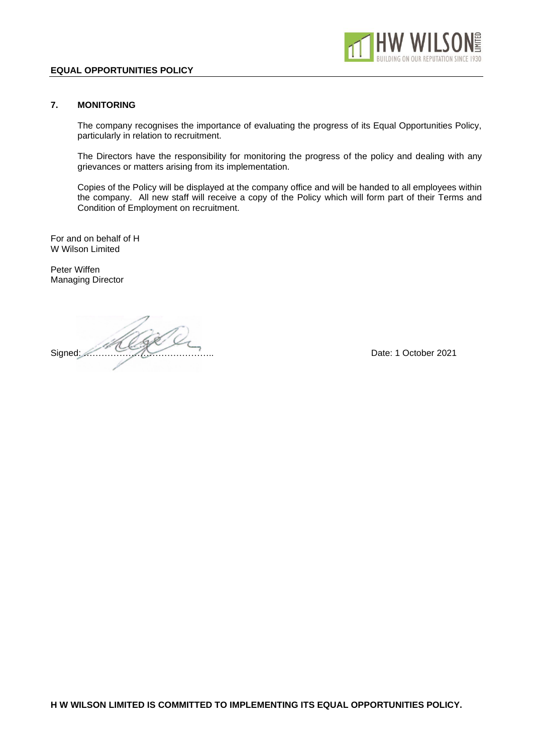## 7. MONITORING

The company recognises the importance of evaluating the progress of its Equal Opportunities Policy, particularly in relation to recruitment.

The Directors have the responsibility for monitoring the progress of the policy and dealing with any grievances or matters arising from its implementation.

Copies of the Policy will be displayed at the company office and will be handed to all employees within the company. All new staff will receive a copy of the Policy which will form part of their Terms and Condition of Employment on recruitment.

For and on behalf of H W Wilson Limited

Peter Wiffen
Managing Director

Signed: …………………………………….. Date: 1 October 2021

**H W WILSON LIMITED IS COMMITTED TO IMPLEMENTING ITS EQUAL OPPORTUNITIES POLICY.**